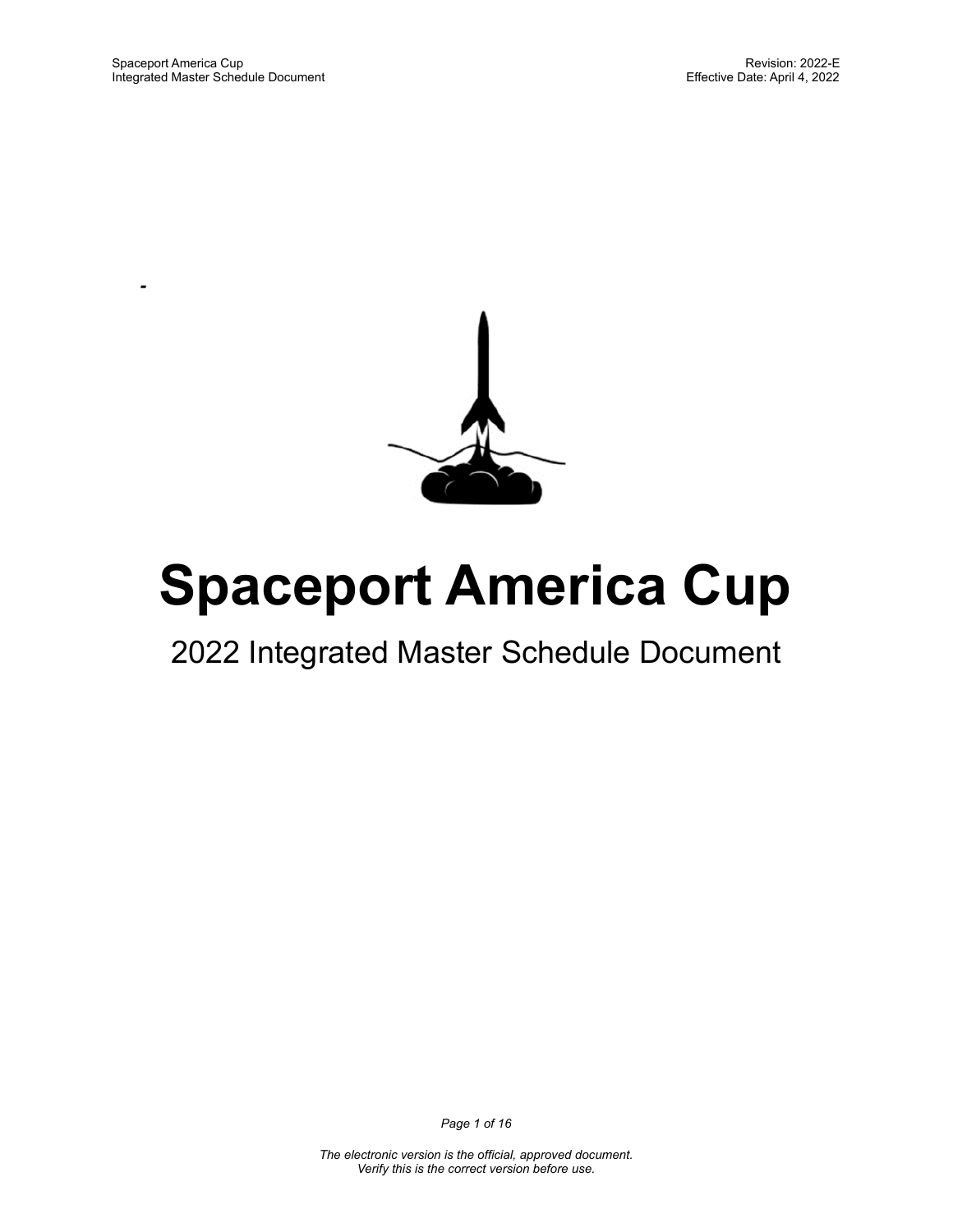# Spaceport America Cup

## 2022 Integrated Master Schedule Document

*The electronic version is the official, approved document.*
*Verify this is the correct version before use.*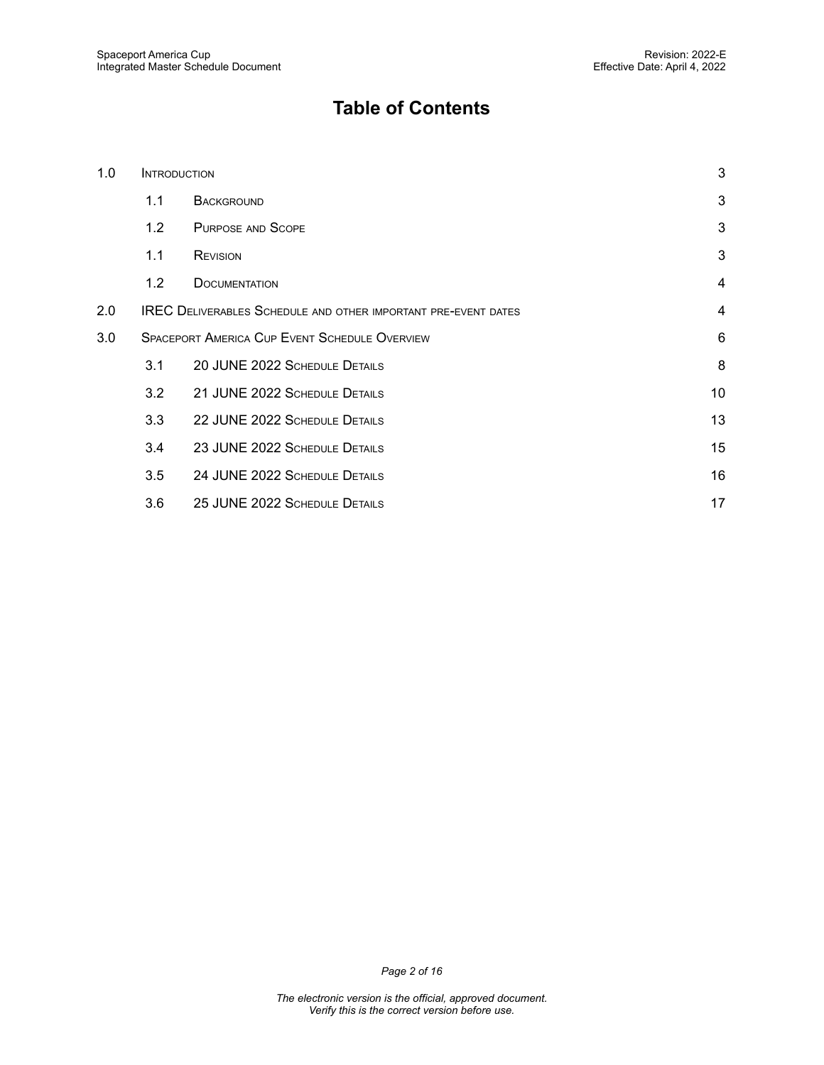# Table of Contents

| | | | |
|---|---|---|---|
| 1.0 | Introduction | | 3 |
| | 1.1 | Background | 3 |
| | 1.2 | Purpose and Scope | 3 |
| | 1.1 | Revision | 3 |
| | 1.2 | Documentation | 4 |
| 2.0 | IREC Deliverables Schedule and other important pre-event dates | | 4 |
| 3.0 | Spaceport America Cup Event Schedule Overview | | 6 |
| | 3.1 | 20 JUNE 2022 Schedule Details | 8 |
| | 3.2 | 21 JUNE 2022 Schedule Details | 10 |
| | 3.3 | 22 JUNE 2022 Schedule Details | 13 |
| | 3.4 | 23 JUNE 2022 Schedule Details | 15 |
| | 3.5 | 24 JUNE 2022 Schedule Details | 16 |
| | 3.6 | 25 JUNE 2022 Schedule Details | 17 |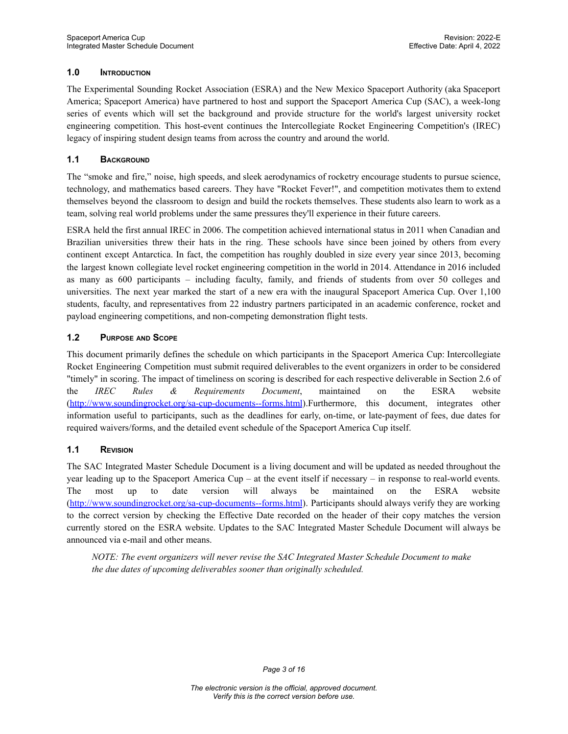## 1.0 Introduction

The Experimental Sounding Rocket Association (ESRA) and the New Mexico Spaceport Authority (aka Spaceport America; Spaceport America) have partnered to host and support the Spaceport America Cup (SAC), a week-long series of events which will set the background and provide structure for the world's largest university rocket engineering competition. This host-event continues the Intercollegiate Rocket Engineering Competition's (IREC) legacy of inspiring student design teams from across the country and around the world.

## 1.1 Background

The "smoke and fire," noise, high speeds, and sleek aerodynamics of rocketry encourage students to pursue science, technology, and mathematics based careers. They have "Rocket Fever!", and competition motivates them to extend themselves beyond the classroom to design and build the rockets themselves. These students also learn to work as a team, solving real world problems under the same pressures they'll experience in their future careers.

ESRA held the first annual IREC in 2006. The competition achieved international status in 2011 when Canadian and Brazilian universities threw their hats in the ring. These schools have since been joined by others from every continent except Antarctica. In fact, the competition has roughly doubled in size every year since 2013, becoming the largest known collegiate level rocket engineering competition in the world in 2014. Attendance in 2016 included as many as 600 participants – including faculty, family, and friends of students from over 50 colleges and universities. The next year marked the start of a new era with the inaugural Spaceport America Cup. Over 1,100 students, faculty, and representatives from 22 industry partners participated in an academic conference, rocket and payload engineering competitions, and non-competing demonstration flight tests.

## 1.2 Purpose and Scope

This document primarily defines the schedule on which participants in the Spaceport America Cup: Intercollegiate Rocket Engineering Competition must submit required deliverables to the event organizers in order to be considered "timely" in scoring. The impact of timeliness on scoring is described for each respective deliverable in Section 2.6 of the *IREC Rules & Requirements Document*, maintained on the ESRA website ([http://www.soundingrocket.org/sa-cup-documents--forms.html](http://www.soundingrocket.org/sa-cup-documents--forms.html)).Furthermore, this document, integrates other information useful to participants, such as the deadlines for early, on-time, or late-payment of fees, due dates for required waivers/forms, and the detailed event schedule of the Spaceport America Cup itself.

## 1.1 Revision

The SAC Integrated Master Schedule Document is a living document and will be updated as needed throughout the year leading up to the Spaceport America Cup – at the event itself if necessary – in response to real-world events. The most up to date version will always be maintained on the ESRA website ([http://www.soundingrocket.org/sa-cup-documents--forms.html](http://www.soundingrocket.org/sa-cup-documents--forms.html)). Participants should always verify they are working to the correct version by checking the Effective Date recorded on the header of their copy matches the version currently stored on the ESRA website. Updates to the SAC Integrated Master Schedule Document will always be announced via e-mail and other means.

> *NOTE: The event organizers will never revise the SAC Integrated Master Schedule Document to make the due dates of upcoming deliverables sooner than originally scheduled.*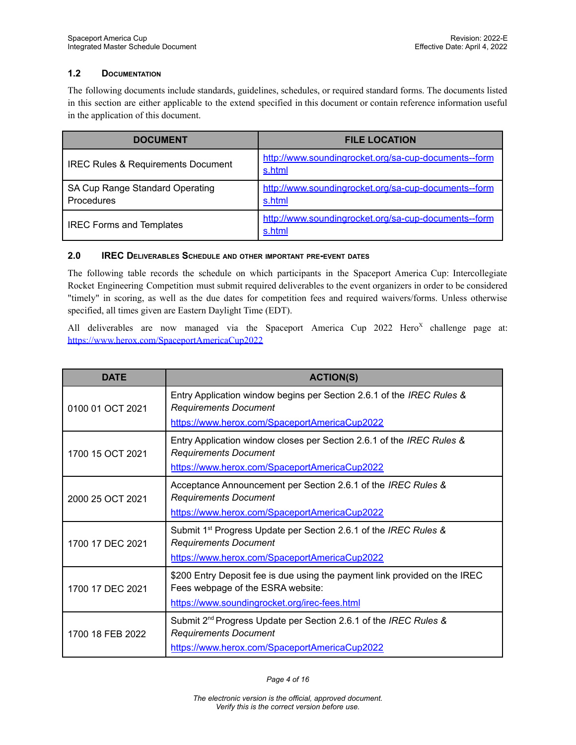## 1.2 Documentation

The following documents include standards, guidelines, schedules, or required standard forms. The documents listed in this section are either applicable to the extend specified in this document or contain reference information useful in the application of this document.

| DOCUMENT | FILE LOCATION |
|---|---|
| IREC Rules & Requirements Document | http://www.soundingrocket.org/sa-cup-documents--forms.html |
| SA Cup Range Standard Operating Procedures | http://www.soundingrocket.org/sa-cup-documents--forms.html |
| IREC Forms and Templates | http://www.soundingrocket.org/sa-cup-documents--forms.html |

## 2.0 IREC Deliverables Schedule and other important pre-event dates

The following table records the schedule on which participants in the Spaceport America Cup: Intercollegiate Rocket Engineering Competition must submit required deliverables to the event organizers in order to be considered "timely" in scoring, as well as the due dates for competition fees and required waivers/forms. Unless otherwise specified, all times given are Eastern Daylight Time (EDT).

All deliverables are now managed via the Spaceport America Cup 2022 Hero^X challenge page at: https://www.herox.com/SpaceportAmericaCup2022

| DATE | ACTION(S) |
|---|---|
| 0100 01 OCT 2021 | Entry Application window begins per Section 2.6.1 of the *IREC Rules & Requirements Document* https://www.herox.com/SpaceportAmericaCup2022 |
| 1700 15 OCT 2021 | Entry Application window closes per Section 2.6.1 of the *IREC Rules & Requirements Document* https://www.herox.com/SpaceportAmericaCup2022 |
| 2000 25 OCT 2021 | Acceptance Announcement per Section 2.6.1 of the *IREC Rules & Requirements Document* https://www.herox.com/SpaceportAmericaCup2022 |
| 1700 17 DEC 2021 | Submit 1st Progress Update per Section 2.6.1 of the *IREC Rules & Requirements Document* https://www.herox.com/SpaceportAmericaCup2022 |
| 1700 17 DEC 2021 | $200 Entry Deposit fee is due using the payment link provided on the IREC Fees webpage of the ESRA website: https://www.soundingrocket.org/irec-fees.html |
| 1700 18 FEB 2022 | Submit 2nd Progress Update per Section 2.6.1 of the *IREC Rules & Requirements Document* https://www.herox.com/SpaceportAmericaCup2022 |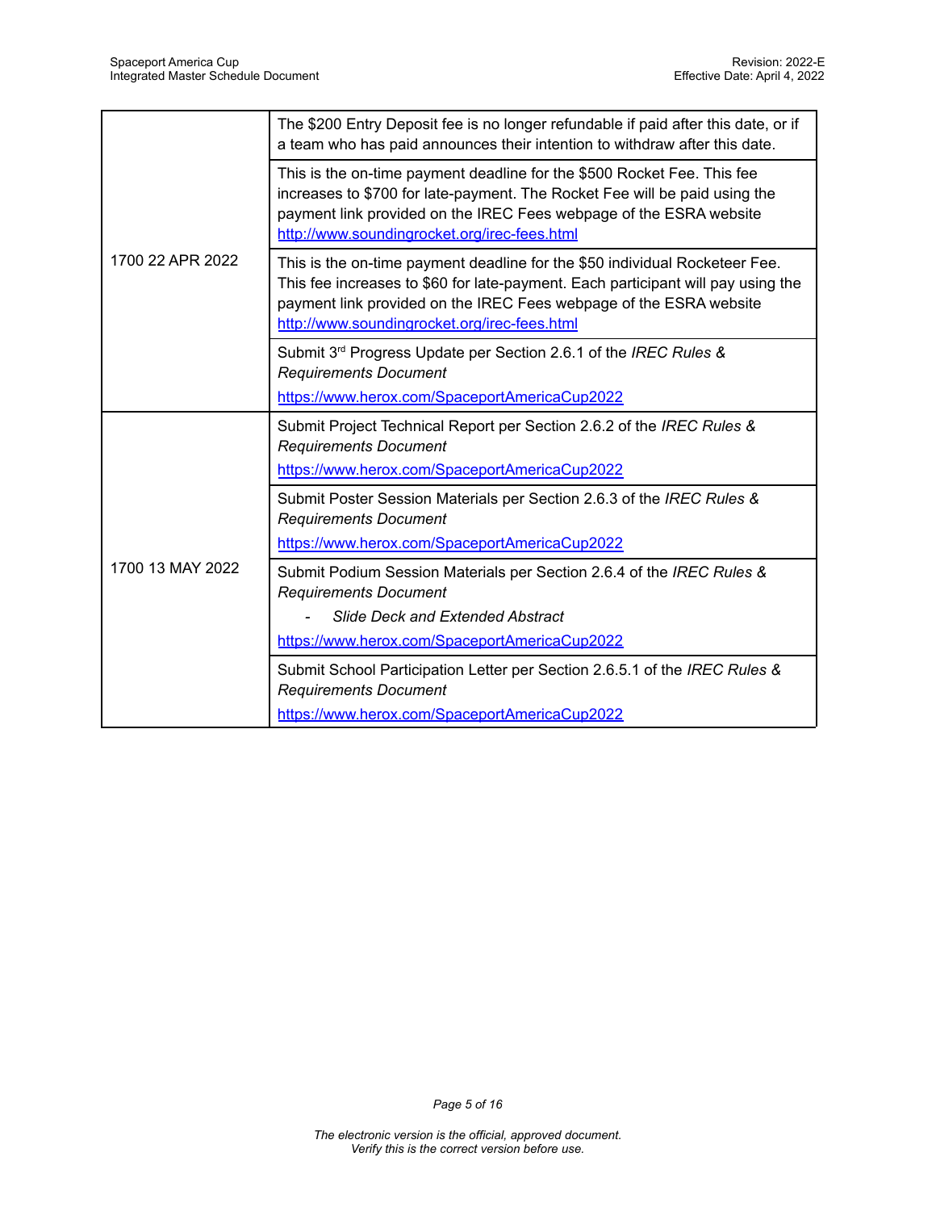| | |
|---|---|
| 1700 22 APR 2022 | The $200 Entry Deposit fee is no longer refundable if paid after this date, or if a team who has paid announces their intention to withdraw after this date. |
| | This is the on-time payment deadline for the $500 Rocket Fee. This fee increases to $700 for late-payment. The Rocket Fee will be paid using the payment link provided on the IREC Fees webpage of the ESRA website [http://www.soundingrocket.org/irec-fees.html](http://www.soundingrocket.org/irec-fees.html) |
| | This is the on-time payment deadline for the $50 individual Rocketeer Fee. This fee increases to $60 for late-payment. Each participant will pay using the payment link provided on the IREC Fees webpage of the ESRA website [http://www.soundingrocket.org/irec-fees.html](http://www.soundingrocket.org/irec-fees.html) |
| | Submit 3rd Progress Update per Section 2.6.1 of the *IREC Rules & Requirements Document* [https://www.herox.com/SpaceportAmericaCup2022](https://www.herox.com/SpaceportAmericaCup2022) |
| 1700 13 MAY 2022 | Submit Project Technical Report per Section 2.6.2 of the *IREC Rules & Requirements Document* [https://www.herox.com/SpaceportAmericaCup2022](https://www.herox.com/SpaceportAmericaCup2022) |
| | Submit Poster Session Materials per Section 2.6.3 of the *IREC Rules & Requirements Document* [https://www.herox.com/SpaceportAmericaCup2022](https://www.herox.com/SpaceportAmericaCup2022) |
| | Submit Podium Session Materials per Section 2.6.4 of the *IREC Rules & Requirements Document* <br> - *Slide Deck and Extended Abstract* <br> [https://www.herox.com/SpaceportAmericaCup2022](https://www.herox.com/SpaceportAmericaCup2022) |
| | Submit School Participation Letter per Section 2.6.5.1 of the *IREC Rules & Requirements Document* [https://www.herox.com/SpaceportAmericaCup2022](https://www.herox.com/SpaceportAmericaCup2022) |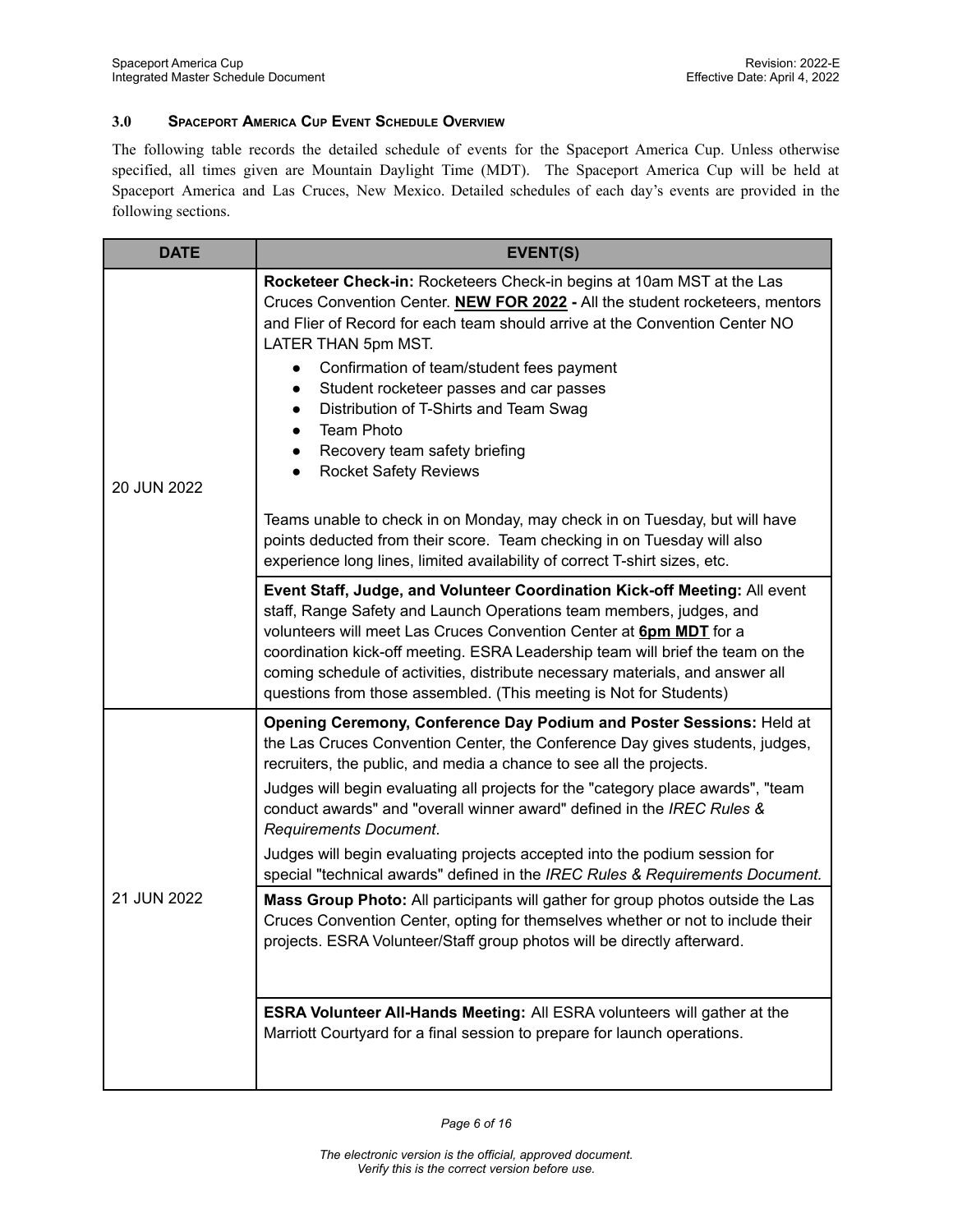### 3.0 Spaceport America Cup Event Schedule Overview

The following table records the detailed schedule of events for the Spaceport America Cup. Unless otherwise specified, all times given are Mountain Daylight Time (MDT). The Spaceport America Cup will be held at Spaceport America and Las Cruces, New Mexico. Detailed schedules of each day's events are provided in the following sections.

| DATE | EVENT(S) |
|---|---|
| 20 JUN 2022 | **Rocketeer Check-in:** Rocketeers Check-in begins at 10am MST at the Las Cruces Convention Center. **NEW FOR 2022 -** All the student rocketeers, mentors and Flier of Record for each team should arrive at the Convention Center NO LATER THAN 5pm MST.<br>• Confirmation of team/student fees payment<br>• Student rocketeer passes and car passes<br>• Distribution of T-Shirts and Team Swag<br>• Team Photo<br>• Recovery team safety briefing<br>• Rocket Safety Reviews<br><br>Teams unable to check in on Monday, may check in on Tuesday, but will have points deducted from their score. Team checking in on Tuesday will also experience long lines, limited availability of correct T-shirt sizes, etc. |
| | **Event Staff, Judge, and Volunteer Coordination Kick-off Meeting:** All event staff, Range Safety and Launch Operations team members, judges, and volunteers will meet Las Cruces Convention Center at **6pm MDT** for a coordination kick-off meeting. ESRA Leadership team will brief the team on the coming schedule of activities, distribute necessary materials, and answer all questions from those assembled. (This meeting is Not for Students) |
| 21 JUN 2022 | **Opening Ceremony, Conference Day Podium and Poster Sessions:** Held at the Las Cruces Convention Center, the Conference Day gives students, judges, recruiters, the public, and media a chance to see all the projects.<br>Judges will begin evaluating all projects for the "category place awards", "team conduct awards" and "overall winner award" defined in the *IREC Rules & Requirements Document*.<br>Judges will begin evaluating projects accepted into the podium session for special "technical awards" defined in the *IREC Rules & Requirements Document.* |
| | **Mass Group Photo:** All participants will gather for group photos outside the Las Cruces Convention Center, opting for themselves whether or not to include their projects. ESRA Volunteer/Staff group photos will be directly afterward. |
| | **ESRA Volunteer All-Hands Meeting:** All ESRA volunteers will gather at the Marriott Courtyard for a final session to prepare for launch operations. |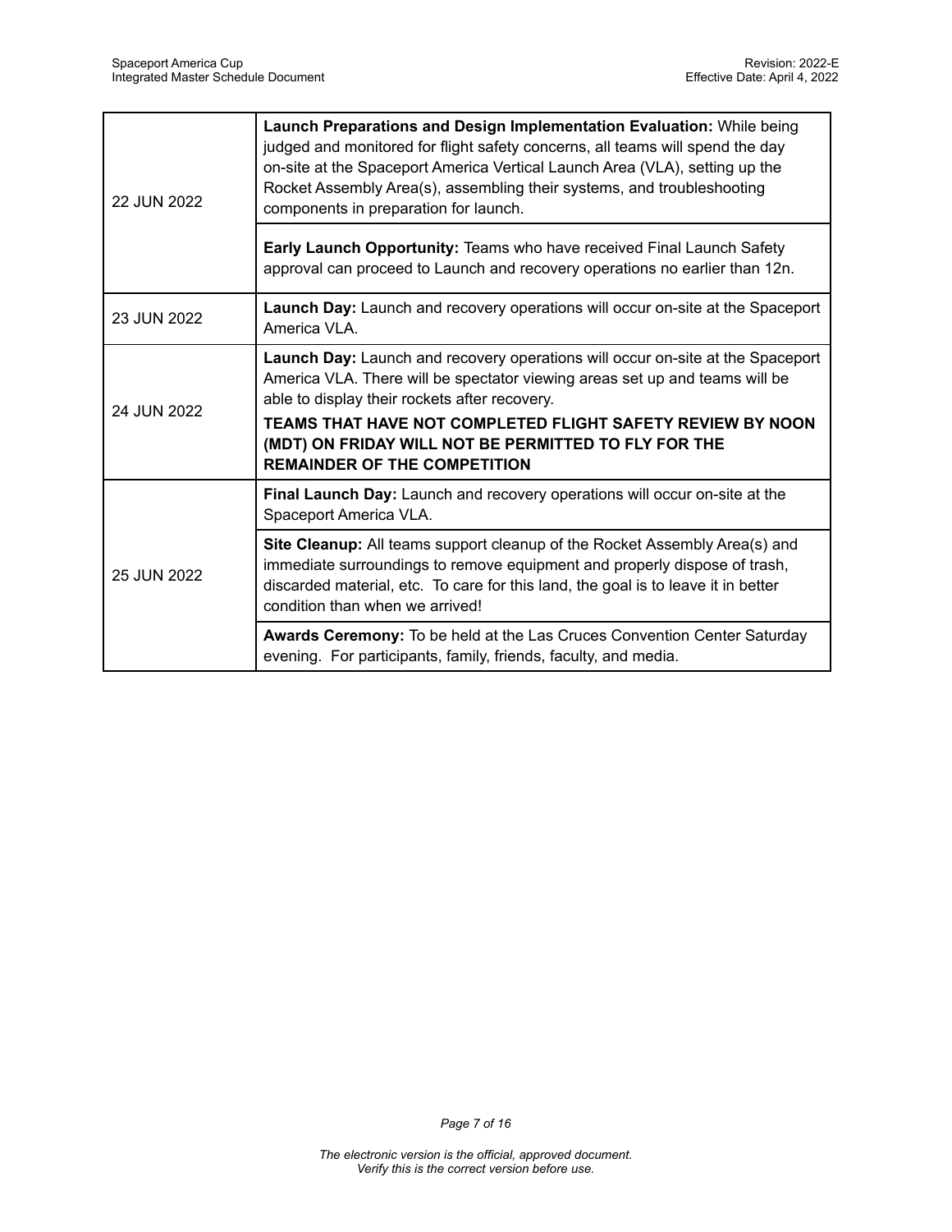| | |
|---|---|
| 22 JUN 2022 | **Launch Preparations and Design Implementation Evaluation:** While being judged and monitored for flight safety concerns, all teams will spend the day on-site at the Spaceport America Vertical Launch Area (VLA), setting up the Rocket Assembly Area(s), assembling their systems, and troubleshooting components in preparation for launch. |
| | **Early Launch Opportunity:** Teams who have received Final Launch Safety approval can proceed to Launch and recovery operations no earlier than 12n. |
| 23 JUN 2022 | **Launch Day:** Launch and recovery operations will occur on-site at the Spaceport America VLA. |
| 24 JUN 2022 | **Launch Day:** Launch and recovery operations will occur on-site at the Spaceport America VLA. There will be spectator viewing areas set up and teams will be able to display their rockets after recovery.<br>**TEAMS THAT HAVE NOT COMPLETED FLIGHT SAFETY REVIEW BY NOON (MDT) ON FRIDAY WILL NOT BE PERMITTED TO FLY FOR THE REMAINDER OF THE COMPETITION** |
| 25 JUN 2022 | **Final Launch Day:** Launch and recovery operations will occur on-site at the Spaceport America VLA. |
| | **Site Cleanup:** All teams support cleanup of the Rocket Assembly Area(s) and immediate surroundings to remove equipment and properly dispose of trash, discarded material, etc. To care for this land, the goal is to leave it in better condition than when we arrived! |
| | **Awards Ceremony:** To be held at the Las Cruces Convention Center Saturday evening. For participants, family, friends, faculty, and media. |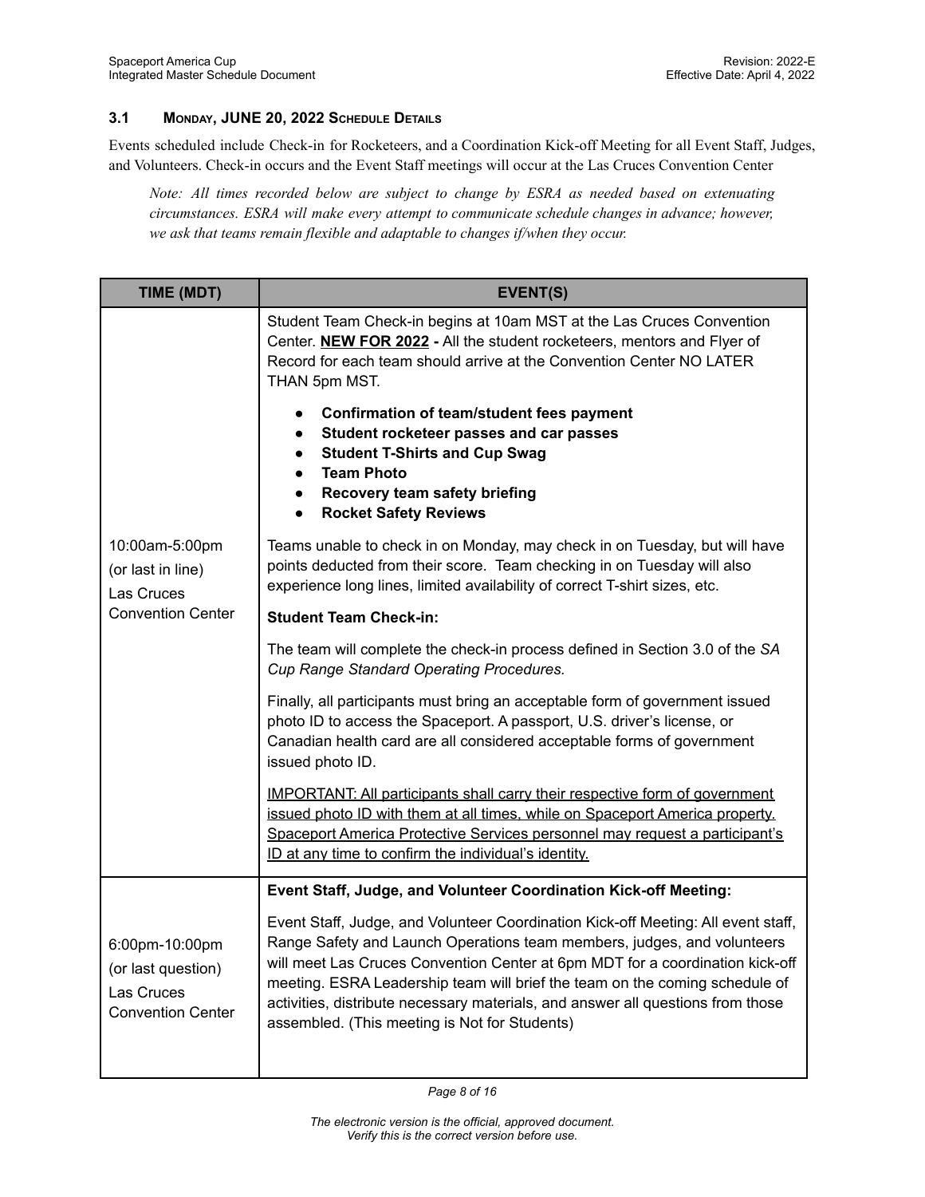### 3.1 Monday, JUNE 20, 2022 Schedule Details

Events scheduled include Check-in for Rocketeers, and a Coordination Kick-off Meeting for all Event Staff, Judges, and Volunteers. Check-in occurs and the Event Staff meetings will occur at the Las Cruces Convention Center

*Note: All times recorded below are subject to change by ESRA as needed based on extenuating circumstances. ESRA will make every attempt to communicate schedule changes in advance; however, we ask that teams remain flexible and adaptable to changes if/when they occur.*

| TIME (MDT) | EVENT(S) |
|---|---|
| 10:00am-5:00pm (or last in line) Las Cruces Convention Center | Student Team Check-in begins at 10am MST at the Las Cruces Convention Center. <u>**NEW FOR 2022**</u> **-** All the student rocketeers, mentors and Flyer of Record for each team should arrive at the Convention Center NO LATER THAN 5pm MST.<br><br>• **Confirmation of team/student fees payment**<br>• **Student rocketeer passes and car passes**<br>• **Student T-Shirts and Cup Swag**<br>• **Team Photo**<br>• **Recovery team safety briefing**<br>• **Rocket Safety Reviews**<br><br>Teams unable to check in on Monday, may check in on Tuesday, but will have points deducted from their score. Team checking in on Tuesday will also experience long lines, limited availability of correct T-shirt sizes, etc.<br><br>**Student Team Check-in:**<br><br>The team will complete the check-in process defined in Section 3.0 of the *SA Cup Range Standard Operating Procedures.*<br><br>Finally, all participants must bring an acceptable form of government issued photo ID to access the Spaceport. A passport, U.S. driver's license, or Canadian health card are all considered acceptable forms of government issued photo ID.<br><br><u>IMPORTANT: All participants shall carry their respective form of government issued photo ID with them at all times, while on Spaceport America property. Spaceport America Protective Services personnel may request a participant's ID at any time to confirm the individual's identity.</u> |
| 6:00pm-10:00pm (or last question) Las Cruces Convention Center | **Event Staff, Judge, and Volunteer Coordination Kick-off Meeting:**<br><br>Event Staff, Judge, and Volunteer Coordination Kick-off Meeting: All event staff, Range Safety and Launch Operations team members, judges, and volunteers will meet Las Cruces Convention Center at 6pm MDT for a coordination kick-off meeting. ESRA Leadership team will brief the team on the coming schedule of activities, distribute necessary materials, and answer all questions from those assembled. (This meeting is Not for Students) |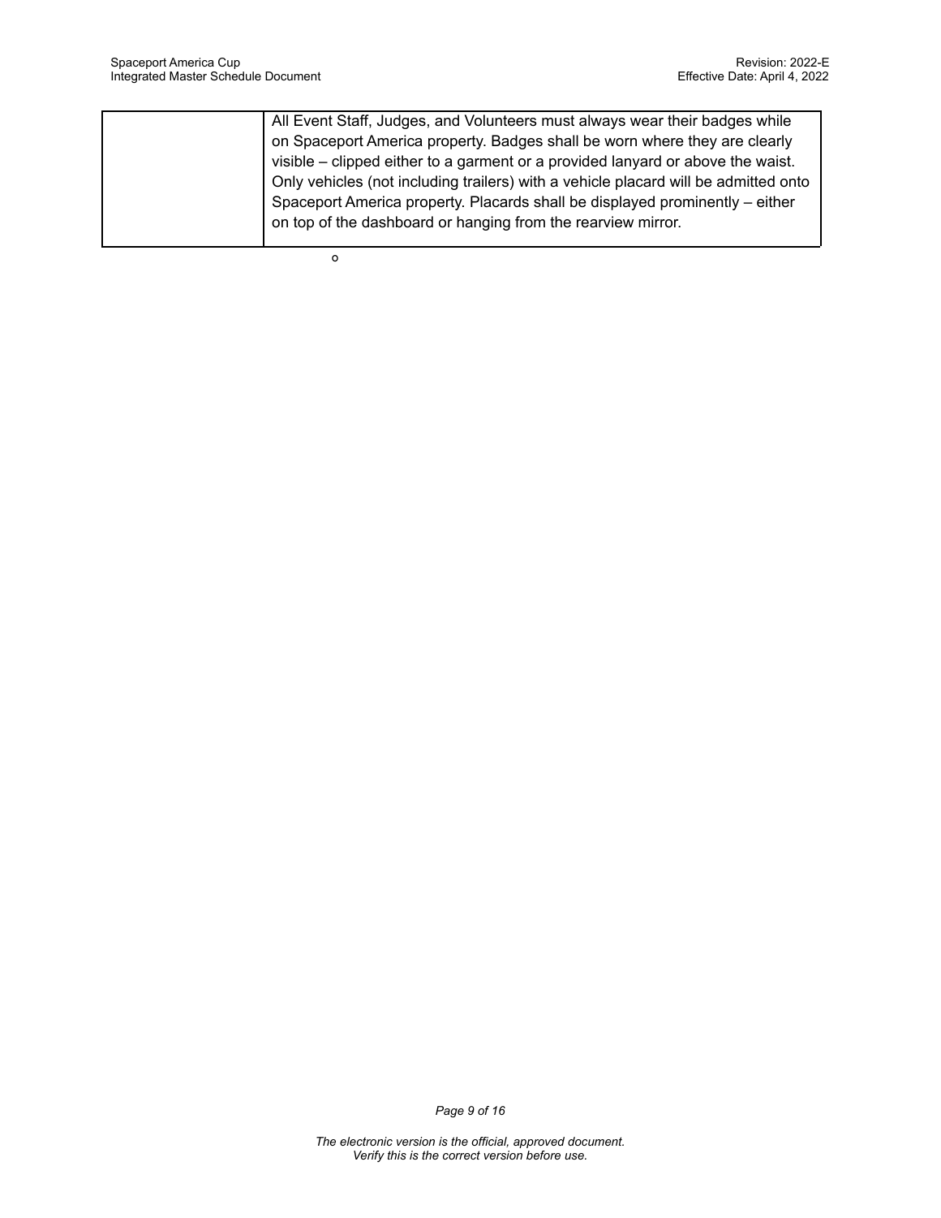| | |
|---|---|
| | All Event Staff, Judges, and Volunteers must always wear their badges while on Spaceport America property. Badges shall be worn where they are clearly visible – clipped either to a garment or a provided lanyard or above the waist. Only vehicles (not including trailers) with a vehicle placard will be admitted onto Spaceport America property. Placards shall be displayed prominently – either on top of the dashboard or hanging from the rearview mirror. |

o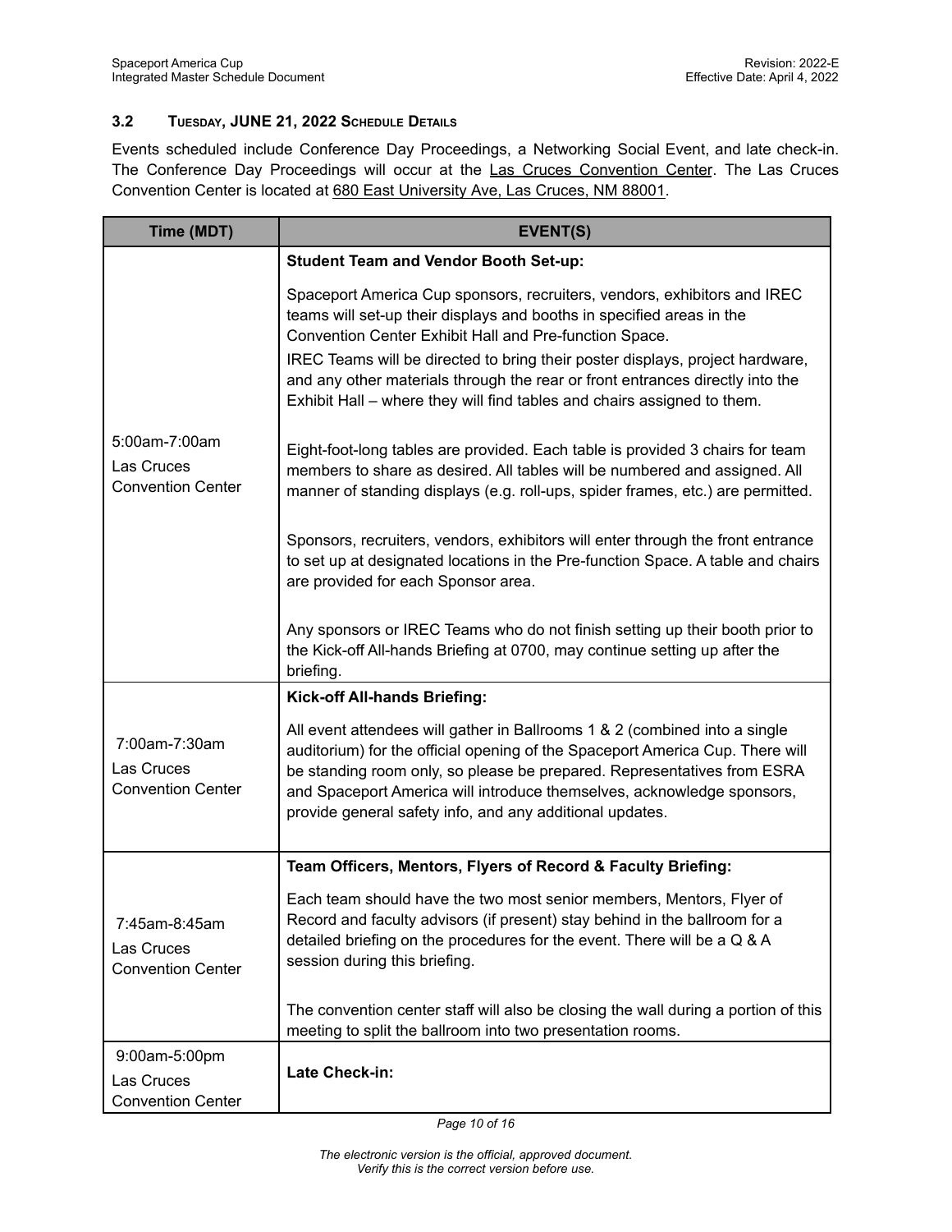### 3.2 Tuesday, JUNE 21, 2022 Schedule Details

Events scheduled include Conference Day Proceedings, a Networking Social Event, and late check-in. The Conference Day Proceedings will occur at the Las Cruces Convention Center. The Las Cruces Convention Center is located at 680 East University Ave, Las Cruces, NM 88001.

| Time (MDT) | EVENT(S) |
|---|---|
| 5:00am-7:00am<br>Las Cruces Convention Center | **Student Team and Vendor Booth Set-up:**<br><br>Spaceport America Cup sponsors, recruiters, vendors, exhibitors and IREC teams will set-up their displays and booths in specified areas in the Convention Center Exhibit Hall and Pre-function Space.<br>IREC Teams will be directed to bring their poster displays, project hardware, and any other materials through the rear or front entrances directly into the Exhibit Hall – where they will find tables and chairs assigned to them.<br><br>Eight-foot-long tables are provided. Each table is provided 3 chairs for team members to share as desired. All tables will be numbered and assigned. All manner of standing displays (e.g. roll-ups, spider frames, etc.) are permitted.<br><br>Sponsors, recruiters, vendors, exhibitors will enter through the front entrance to set up at designated locations in the Pre-function Space. A table and chairs are provided for each Sponsor area.<br><br>Any sponsors or IREC Teams who do not finish setting up their booth prior to the Kick-off All-hands Briefing at 0700, may continue setting up after the briefing. |
| 7:00am-7:30am<br>Las Cruces Convention Center | **Kick-off All-hands Briefing:**<br><br>All event attendees will gather in Ballrooms 1 & 2 (combined into a single auditorium) for the official opening of the Spaceport America Cup. There will be standing room only, so please be prepared. Representatives from ESRA and Spaceport America will introduce themselves, acknowledge sponsors, provide general safety info, and any additional updates. |
| 7:45am-8:45am<br>Las Cruces Convention Center | **Team Officers, Mentors, Flyers of Record & Faculty Briefing:**<br><br>Each team should have the two most senior members, Mentors, Flyer of Record and faculty advisors (if present) stay behind in the ballroom for a detailed briefing on the procedures for the event. There will be a Q & A session during this briefing.<br><br>The convention center staff will also be closing the wall during a portion of this meeting to split the ballroom into two presentation rooms. |
| 9:00am-5:00pm<br>Las Cruces Convention Center | **Late Check-in:** |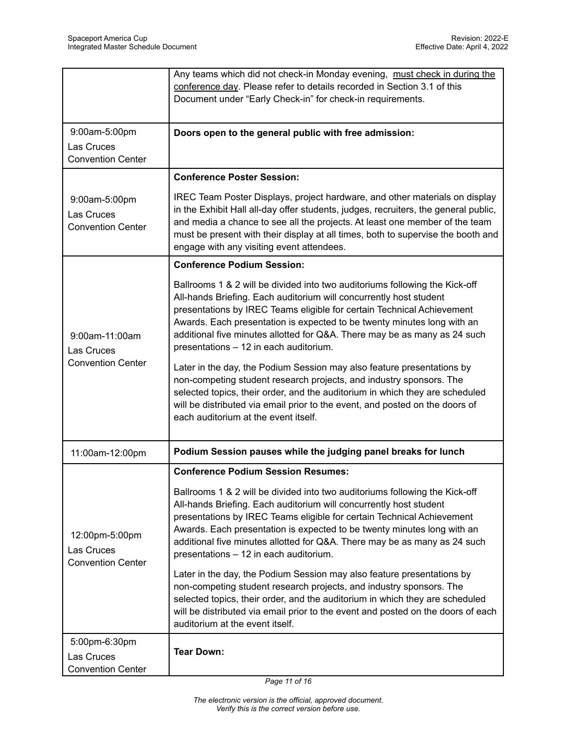| | |
|---|---|
| | Any teams which did not check-in Monday evening, must check in during the conference day. Please refer to details recorded in Section 3.1 of this Document under "Early Check-in" for check-in requirements. |
| 9:00am-5:00pm<br>Las Cruces Convention Center | **Doors open to the general public with free admission:** |
| 9:00am-5:00pm<br>Las Cruces Convention Center | **Conference Poster Session:**<br><br>IREC Team Poster Displays, project hardware, and other materials on display in the Exhibit Hall all-day offer students, judges, recruiters, the general public, and media a chance to see all the projects. At least one member of the team must be present with their display at all times, both to supervise the booth and engage with any visiting event attendees. |
| 9:00am-11:00am<br>Las Cruces Convention Center | **Conference Podium Session:**<br><br>Ballrooms 1 & 2 will be divided into two auditoriums following the Kick-off All-hands Briefing. Each auditorium will concurrently host student presentations by IREC Teams eligible for certain Technical Achievement Awards. Each presentation is expected to be twenty minutes long with an additional five minutes allotted for Q&A. There may be as many as 24 such presentations – 12 in each auditorium.<br><br>Later in the day, the Podium Session may also feature presentations by non-competing student research projects, and industry sponsors. The selected topics, their order, and the auditorium in which they are scheduled will be distributed via email prior to the event, and posted on the doors of each auditorium at the event itself. |
| 11:00am-12:00pm | **Podium Session pauses while the judging panel breaks for lunch** |
| 12:00pm-5:00pm<br>Las Cruces Convention Center | **Conference Podium Session Resumes:**<br><br>Ballrooms 1 & 2 will be divided into two auditoriums following the Kick-off All-hands Briefing. Each auditorium will concurrently host student presentations by IREC Teams eligible for certain Technical Achievement Awards. Each presentation is expected to be twenty minutes long with an additional five minutes allotted for Q&A. There may be as many as 24 such presentations – 12 in each auditorium.<br><br>Later in the day, the Podium Session may also feature presentations by non-competing student research projects, and industry sponsors. The selected topics, their order, and the auditorium in which they are scheduled will be distributed via email prior to the event and posted on the doors of each auditorium at the event itself. |
| 5:00pm-6:30pm<br>Las Cruces Convention Center | **Tear Down:** |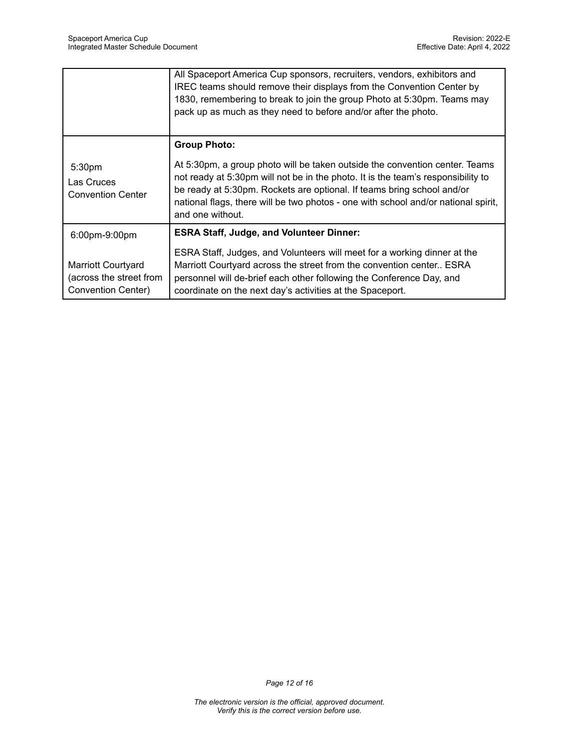| | |
|---|---|
| | All Spaceport America Cup sponsors, recruiters, vendors, exhibitors and IREC teams should remove their displays from the Convention Center by 1830, remembering to break to join the group Photo at 5:30pm. Teams may pack up as much as they need to before and/or after the photo. |
| 5:30pm<br>Las Cruces Convention Center | **Group Photo:**<br>At 5:30pm, a group photo will be taken outside the convention center. Teams not ready at 5:30pm will not be in the photo. It is the team's responsibility to be ready at 5:30pm. Rockets are optional. If teams bring school and/or national flags, there will be two photos - one with school and/or national spirit, and one without. |
| 6:00pm-9:00pm<br>Marriott Courtyard (across the street from Convention Center) | **ESRA Staff, Judge, and Volunteer Dinner:**<br>ESRA Staff, Judges, and Volunteers will meet for a working dinner at the Marriott Courtyard across the street from the convention center.. ESRA personnel will de-brief each other following the Conference Day, and coordinate on the next day's activities at the Spaceport. |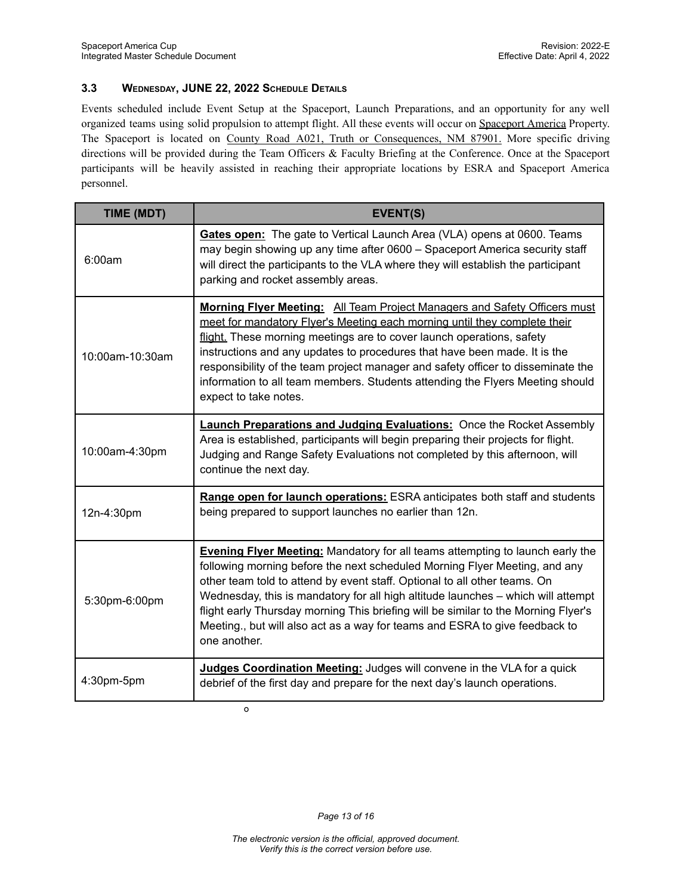### 3.3 WEDNESDAY, JUNE 22, 2022 SCHEDULE DETAILS

Events scheduled include Event Setup at the Spaceport, Launch Preparations, and an opportunity for any well organized teams using solid propulsion to attempt flight. All these events will occur on Spaceport America Property. The Spaceport is located on County Road A021, Truth or Consequences, NM 87901. More specific driving directions will be provided during the Team Officers & Faculty Briefing at the Conference. Once at the Spaceport participants will be heavily assisted in reaching their appropriate locations by ESRA and Spaceport America personnel.

| TIME (MDT) | EVENT(S) |
|---|---|
| 6:00am | **Gates open:** The gate to Vertical Launch Area (VLA) opens at 0600. Teams may begin showing up any time after 0600 – Spaceport America security staff will direct the participants to the VLA where they will establish the participant parking and rocket assembly areas. |
| 10:00am-10:30am | **Morning Flyer Meeting:** All Team Project Managers and Safety Officers must meet for mandatory Flyer's Meeting each morning until they complete their flight. These morning meetings are to cover launch operations, safety instructions and any updates to procedures that have been made. It is the responsibility of the team project manager and safety officer to disseminate the information to all team members. Students attending the Flyers Meeting should expect to take notes. |
| 10:00am-4:30pm | **Launch Preparations and Judging Evaluations:** Once the Rocket Assembly Area is established, participants will begin preparing their projects for flight. Judging and Range Safety Evaluations not completed by this afternoon, will continue the next day. |
| 12n-4:30pm | **Range open for launch operations:** ESRA anticipates both staff and students being prepared to support launches no earlier than 12n. |
| 5:30pm-6:00pm | **Evening Flyer Meeting:** Mandatory for all teams attempting to launch early the following morning before the next scheduled Morning Flyer Meeting, and any other team told to attend by event staff. Optional to all other teams. On Wednesday, this is mandatory for all high altitude launches – which will attempt flight early Thursday morning This briefing will be similar to the Morning Flyer's Meeting., but will also act as a way for teams and ESRA to give feedback to one another. |
| 4:30pm-5pm | **Judges Coordination Meeting:** Judges will convene in the VLA for a quick debrief of the first day and prepare for the next day's launch operations. |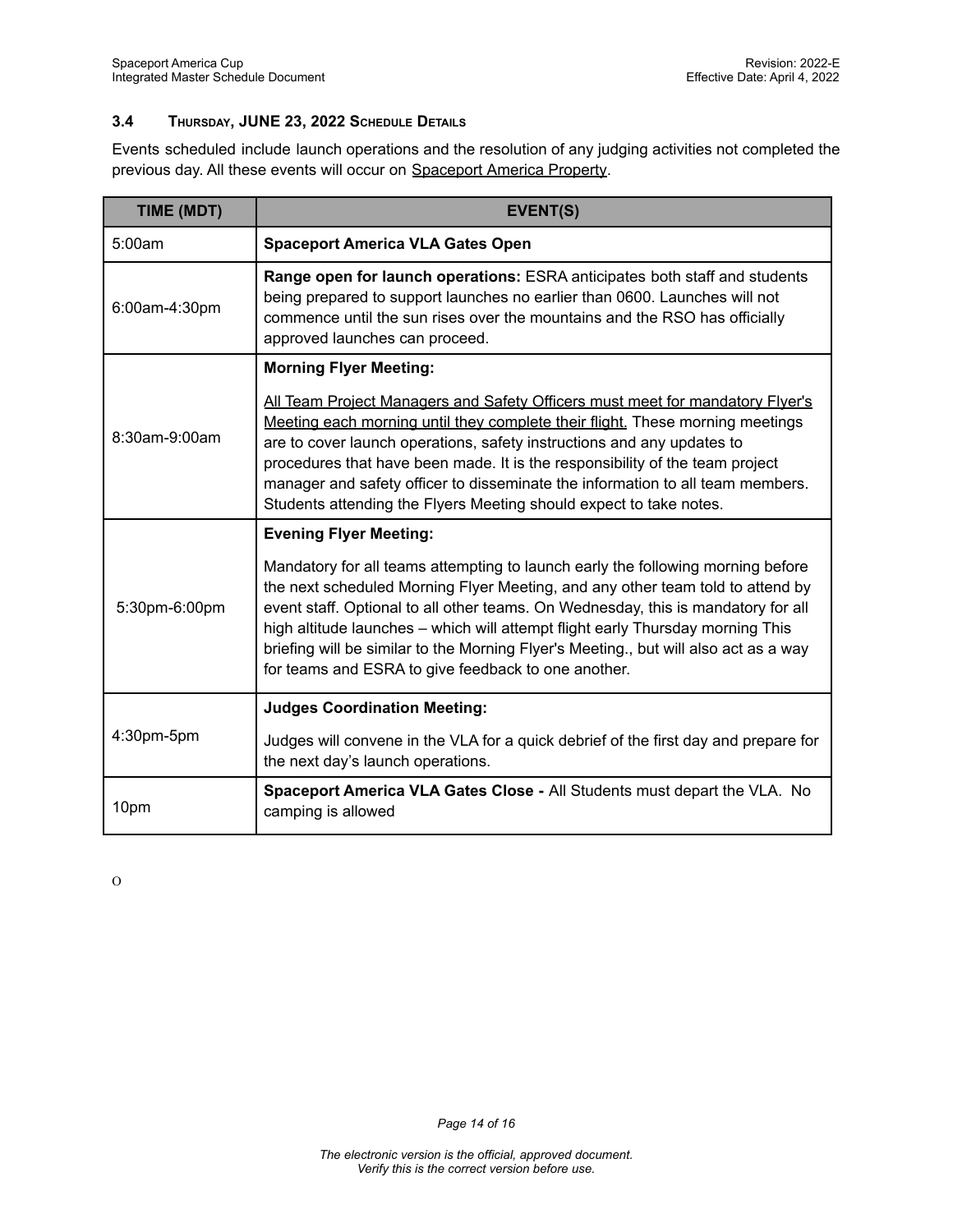### 3.4 THURSDAY, JUNE 23, 2022 SCHEDULE DETAILS

Events scheduled include launch operations and the resolution of any judging activities not completed the previous day. All these events will occur on Spaceport America Property.

| TIME (MDT) | EVENT(S) |
| --- | --- |
| 5:00am | **Spaceport America VLA Gates Open** |
| 6:00am-4:30pm | **Range open for launch operations:** ESRA anticipates both staff and students being prepared to support launches no earlier than 0600. Launches will not commence until the sun rises over the mountains and the RSO has officially approved launches can proceed. |
| 8:30am-9:00am | **Morning Flyer Meeting:** <br><br> All Team Project Managers and Safety Officers must meet for mandatory Flyer's Meeting each morning until they complete their flight. These morning meetings are to cover launch operations, safety instructions and any updates to procedures that have been made. It is the responsibility of the team project manager and safety officer to disseminate the information to all team members. Students attending the Flyers Meeting should expect to take notes. |
| 5:30pm-6:00pm | **Evening Flyer Meeting:** <br><br> Mandatory for all teams attempting to launch early the following morning before the next scheduled Morning Flyer Meeting, and any other team told to attend by event staff. Optional to all other teams. On Wednesday, this is mandatory for all high altitude launches – which will attempt flight early Thursday morning This briefing will be similar to the Morning Flyer's Meeting., but will also act as a way for teams and ESRA to give feedback to one another. |
| 4:30pm-5pm | **Judges Coordination Meeting:** <br><br> Judges will convene in the VLA for a quick debrief of the first day and prepare for the next day's launch operations. |
| 10pm | **Spaceport America VLA Gates Close -** All Students must depart the VLA. No camping is allowed |

O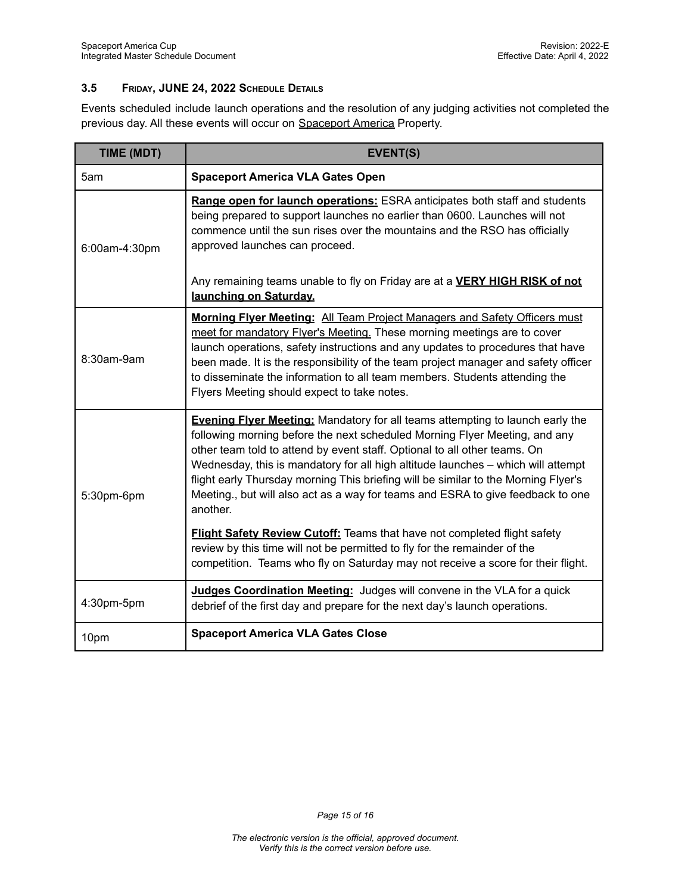### 3.5 FRIDAY, JUNE 24, 2022 SCHEDULE DETAILS

Events scheduled include launch operations and the resolution of any judging activities not completed the previous day. All these events will occur on Spaceport America Property.

| TIME (MDT) | EVENT(S) |
|---|---|
| 5am | **Spaceport America VLA Gates Open** |
| 6:00am-4:30pm | **Range open for launch operations:** ESRA anticipates both staff and students being prepared to support launches no earlier than 0600. Launches will not commence until the sun rises over the mountains and the RSO has officially approved launches can proceed.<br><br>Any remaining teams unable to fly on Friday are at a **VERY HIGH RISK of not launching on Saturday.** |
| 8:30am-9am | **Morning Flyer Meeting:** All Team Project Managers and Safety Officers must meet for mandatory Flyer's Meeting. These morning meetings are to cover launch operations, safety instructions and any updates to procedures that have been made. It is the responsibility of the team project manager and safety officer to disseminate the information to all team members. Students attending the Flyers Meeting should expect to take notes. |
| 5:30pm-6pm | **Evening Flyer Meeting:** Mandatory for all teams attempting to launch early the following morning before the next scheduled Morning Flyer Meeting, and any other team told to attend by event staff. Optional to all other teams. On Wednesday, this is mandatory for all high altitude launches – which will attempt flight early Thursday morning This briefing will be similar to the Morning Flyer's Meeting., but will also act as a way for teams and ESRA to give feedback to one another.<br><br>**Flight Safety Review Cutoff:** Teams that have not completed flight safety review by this time will not be permitted to fly for the remainder of the competition. Teams who fly on Saturday may not receive a score for their flight. |
| 4:30pm-5pm | **Judges Coordination Meeting:** Judges will convene in the VLA for a quick debrief of the first day and prepare for the next day's launch operations. |
| 10pm | **Spaceport America VLA Gates Close** |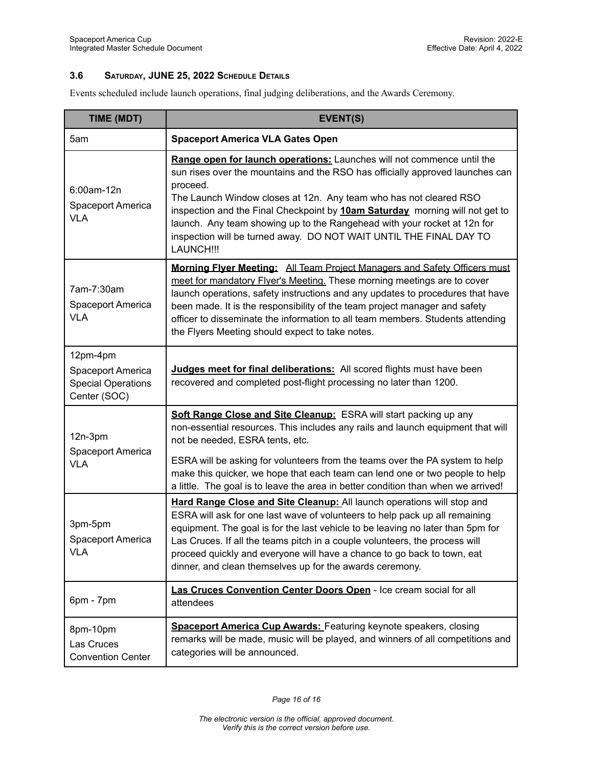### 3.6 SATURDAY, JUNE 25, 2022 SCHEDULE DETAILS

Events scheduled include launch operations, final judging deliberations, and the Awards Ceremony.

| TIME (MDT) | EVENT(S) |
|---|---|
| 5am | **Spaceport America VLA Gates Open** |
| 6:00am-12n<br>Spaceport America VLA | **<u>Range open for launch operations:</u>** Launches will not commence until the sun rises over the mountains and the RSO has officially approved launches can proceed.<br>The Launch Window closes at 12n. Any team who has not cleared RSO inspection and the Final Checkpoint by **<u>10am Saturday</u>** morning will not get to launch. Any team showing up to the Rangehead with your rocket at 12n for inspection will be turned away. DO NOT WAIT UNTIL THE FINAL DAY TO LAUNCH!!! |
| 7am-7:30am<br>Spaceport America VLA | **<u>Morning Flyer Meeting:</u>** <u>All Team Project Managers and Safety Officers must meet for mandatory Flyer's Meeting.</u> These morning meetings are to cover launch operations, safety instructions and any updates to procedures that have been made. It is the responsibility of the team project manager and safety officer to disseminate the information to all team members. Students attending the Flyers Meeting should expect to take notes. |
| 12pm-4pm<br>Spaceport America Special Operations Center (SOC) | **<u>Judges meet for final deliberations:</u>** All scored flights must have been recovered and completed post-flight processing no later than 1200. |
| 12n-3pm<br>Spaceport America VLA | **<u>Soft Range Close and Site Cleanup:</u>** ESRA will start packing up any non-essential resources. This includes any rails and launch equipment that will not be needed, ESRA tents, etc.<br>ESRA will be asking for volunteers from the teams over the PA system to help make this quicker, we hope that each team can lend one or two people to help a little. The goal is to leave the area in better condition than when we arrived! |
| 3pm-5pm<br>Spaceport America VLA | **<u>Hard Range Close and Site Cleanup:</u>** All launch operations will stop and ESRA will ask for one last wave of volunteers to help pack up all remaining equipment. The goal is for the last vehicle to be leaving no later than 5pm for Las Cruces. If all the teams pitch in a couple volunteers, the process will proceed quickly and everyone will have a chance to go back to town, eat dinner, and clean themselves up for the awards ceremony. |
| 6pm - 7pm | **<u>Las Cruces Convention Center Doors Open</u>** - Ice cream social for all attendees |
| 8pm-10pm<br>Las Cruces Convention Center | **<u>Spaceport America Cup Awards:</u>** Featuring keynote speakers, closing remarks will be made, music will be played, and winners of all competitions and categories will be announced. |